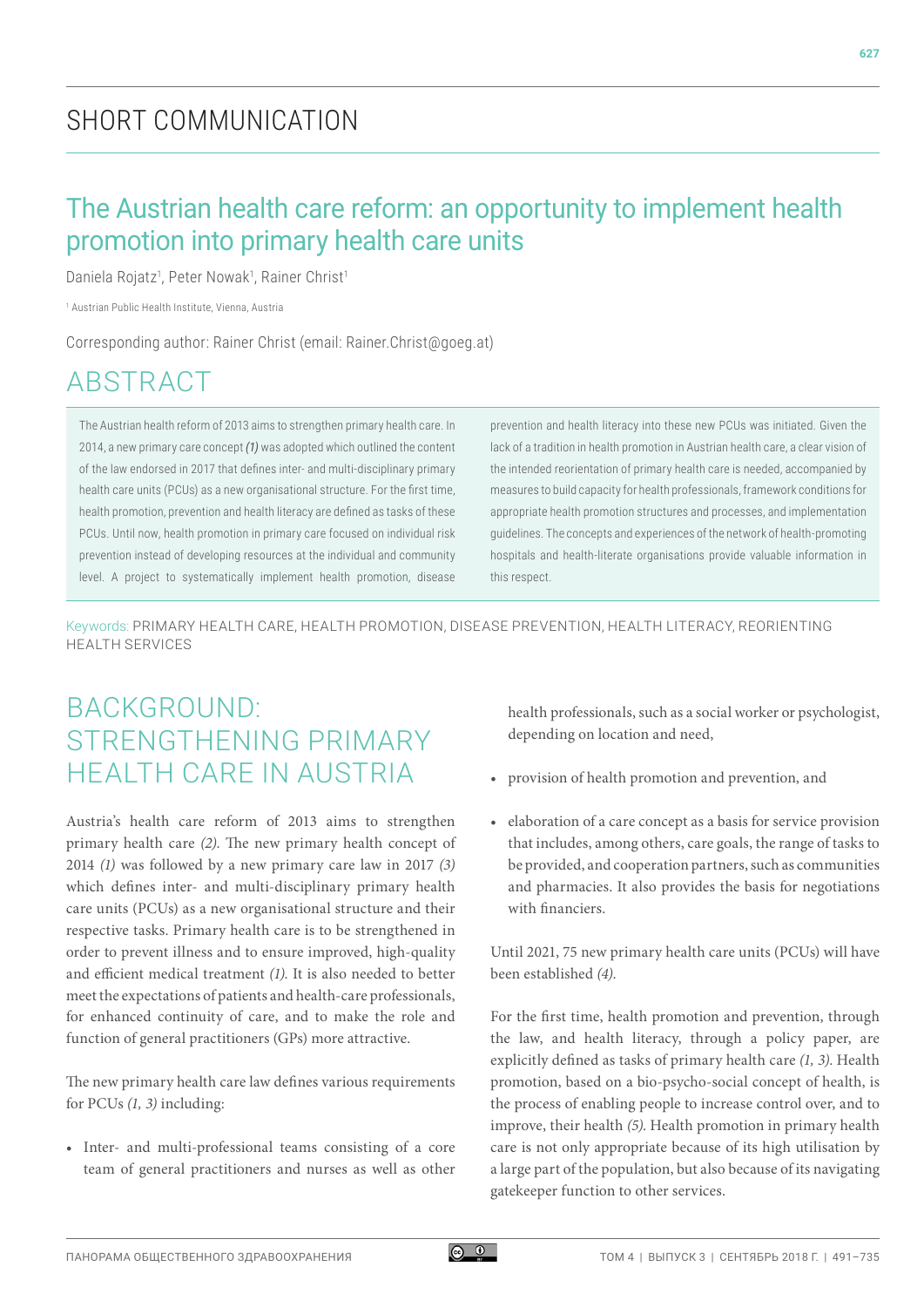SHORT COMMUNICATION

# The Austrian health care reform: an opportunity to implement health promotion into primary health care units

Daniela Rojatz[1], Peter Nowak[1], Rainer Christ[1]

[1] Austrian Public Health Institute, Vienna, Austria

Corresponding author: Rainer Christ (email: Rainer.Christ@goeg.at)

## ABSTRACT

The Austrian health reform of 2013 aims to strengthen primary health care. In 2014, a new primary care concept ***(1)*** was adopted which outlined the content of the law endorsed in 2017 that defines inter- and multi-disciplinary primary health care units (PCUs) as a new organisational structure. For the first time, health promotion, prevention and health literacy are defined as tasks of these PCUs. Until now, health promotion in primary care focused on individual risk prevention instead of developing resources at the individual and community level. A project to systematically implement health promotion, disease prevention and health literacy into these new PCUs was initiated. Given the lack of a tradition in health promotion in Austrian health care, a clear vision of the intended reorientation of primary health care is needed, accompanied by measures to build capacity for health professionals, framework conditions for appropriate health promotion structures and processes, and implementation guidelines. The concepts and experiences of the network of health-promoting hospitals and health-literate organisations provide valuable information in this respect.

Keywords: PRIMARY HEALTH CARE, HEALTH PROMOTION, DISEASE PREVENTION, HEALTH LITERACY, REORIENTING HEALTH SERVICES

## BACKGROUND: STRENGTHENING PRIMARY HEALTH CARE IN AUSTRIA

Austria's health care reform of 2013 aims to strengthen primary health care *(2)*. The new primary health concept of 2014 *(1)* was followed by a new primary care law in 2017 *(3)* which defines inter- and multi-disciplinary primary health care units (PCUs) as a new organisational structure and their respective tasks. Primary health care is to be strengthened in order to prevent illness and to ensure improved, high-quality and efficient medical treatment *(1)*. It is also needed to better meet the expectations of patients and health-care professionals, for enhanced continuity of care, and to make the role and function of general practitioners (GPs) more attractive.

The new primary health care law defines various requirements for PCUs *(1, 3)* including:

- Inter- and multi-professional teams consisting of a core team of general practitioners and nurses as well as other health professionals, such as a social worker or psychologist, depending on location and need,
- provision of health promotion and prevention, and
- elaboration of a care concept as a basis for service provision that includes, among others, care goals, the range of tasks to be provided, and cooperation partners, such as communities and pharmacies. It also provides the basis for negotiations with financiers.

Until 2021, 75 new primary health care units (PCUs) will have been established *(4)*.

For the first time, health promotion and prevention, through the law, and health literacy, through a policy paper, are explicitly defined as tasks of primary health care *(1, 3)*. Health promotion, based on a bio-psycho-social concept of health, is the process of enabling people to increase control over, and to improve, their health *(5)*. Health promotion in primary health care is not only appropriate because of its high utilisation by a large part of the population, but also because of its navigating gatekeeper function to other services.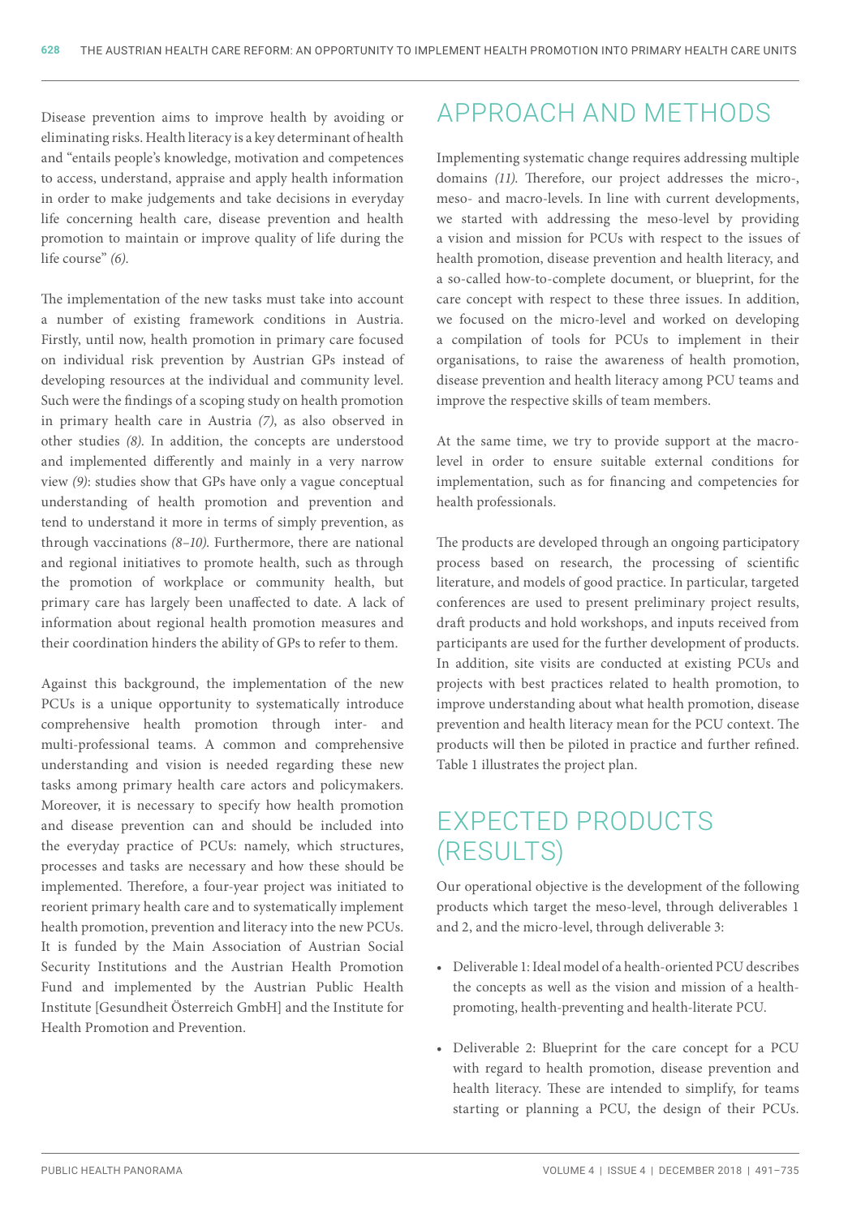Disease prevention aims to improve health by avoiding or eliminating risks. Health literacy is a key determinant of health and "entails people's knowledge, motivation and competences to access, understand, appraise and apply health information in order to make judgements and take decisions in everyday life concerning health care, disease prevention and health promotion to maintain or improve quality of life during the life course" *(6)*.

The implementation of the new tasks must take into account a number of existing framework conditions in Austria. Firstly, until now, health promotion in primary care focused on individual risk prevention by Austrian GPs instead of developing resources at the individual and community level. Such were the findings of a scoping study on health promotion in primary health care in Austria *(7)*, as also observed in other studies *(8)*. In addition, the concepts are understood and implemented differently and mainly in a very narrow view *(9)*: studies show that GPs have only a vague conceptual understanding of health promotion and prevention and tend to understand it more in terms of simply prevention, as through vaccinations *(8–10)*. Furthermore, there are national and regional initiatives to promote health, such as through the promotion of workplace or community health, but primary care has largely been unaffected to date. A lack of information about regional health promotion measures and their coordination hinders the ability of GPs to refer to them.

Against this background, the implementation of the new PCUs is a unique opportunity to systematically introduce comprehensive health promotion through inter- and multi-professional teams. A common and comprehensive understanding and vision is needed regarding these new tasks among primary health care actors and policymakers. Moreover, it is necessary to specify how health promotion and disease prevention can and should be included into the everyday practice of PCUs: namely, which structures, processes and tasks are necessary and how these should be implemented. Therefore, a four-year project was initiated to reorient primary health care and to systematically implement health promotion, prevention and literacy into the new PCUs. It is funded by the Main Association of Austrian Social Security Institutions and the Austrian Health Promotion Fund and implemented by the Austrian Public Health Institute [Gesundheit Österreich GmbH] and the Institute for Health Promotion and Prevention.

## APPROACH AND METHODS

Implementing systematic change requires addressing multiple domains *(11)*. Therefore, our project addresses the micro-, meso- and macro-levels. In line with current developments, we started with addressing the meso-level by providing a vision and mission for PCUs with respect to the issues of health promotion, disease prevention and health literacy, and a so-called how-to-complete document, or blueprint, for the care concept with respect to these three issues. In addition, we focused on the micro-level and worked on developing a compilation of tools for PCUs to implement in their organisations, to raise the awareness of health promotion, disease prevention and health literacy among PCU teams and improve the respective skills of team members.

At the same time, we try to provide support at the macro-level in order to ensure suitable external conditions for implementation, such as for financing and competencies for health professionals.

The products are developed through an ongoing participatory process based on research, the processing of scientific literature, and models of good practice. In particular, targeted conferences are used to present preliminary project results, draft products and hold workshops, and inputs received from participants are used for the further development of products. In addition, site visits are conducted at existing PCUs and projects with best practices related to health promotion, to improve understanding about what health promotion, disease prevention and health literacy mean for the PCU context. The products will then be piloted in practice and further refined. Table 1 illustrates the project plan.

## EXPECTED PRODUCTS (RESULTS)

Our operational objective is the development of the following products which target the meso-level, through deliverables 1 and 2, and the micro-level, through deliverable 3:

- Deliverable 1: Ideal model of a health-oriented PCU describes the concepts as well as the vision and mission of a health-promoting, health-preventing and health-literate PCU.
- Deliverable 2: Blueprint for the care concept for a PCU with regard to health promotion, disease prevention and health literacy. These are intended to simplify, for teams starting or planning a PCU, the design of their PCUs.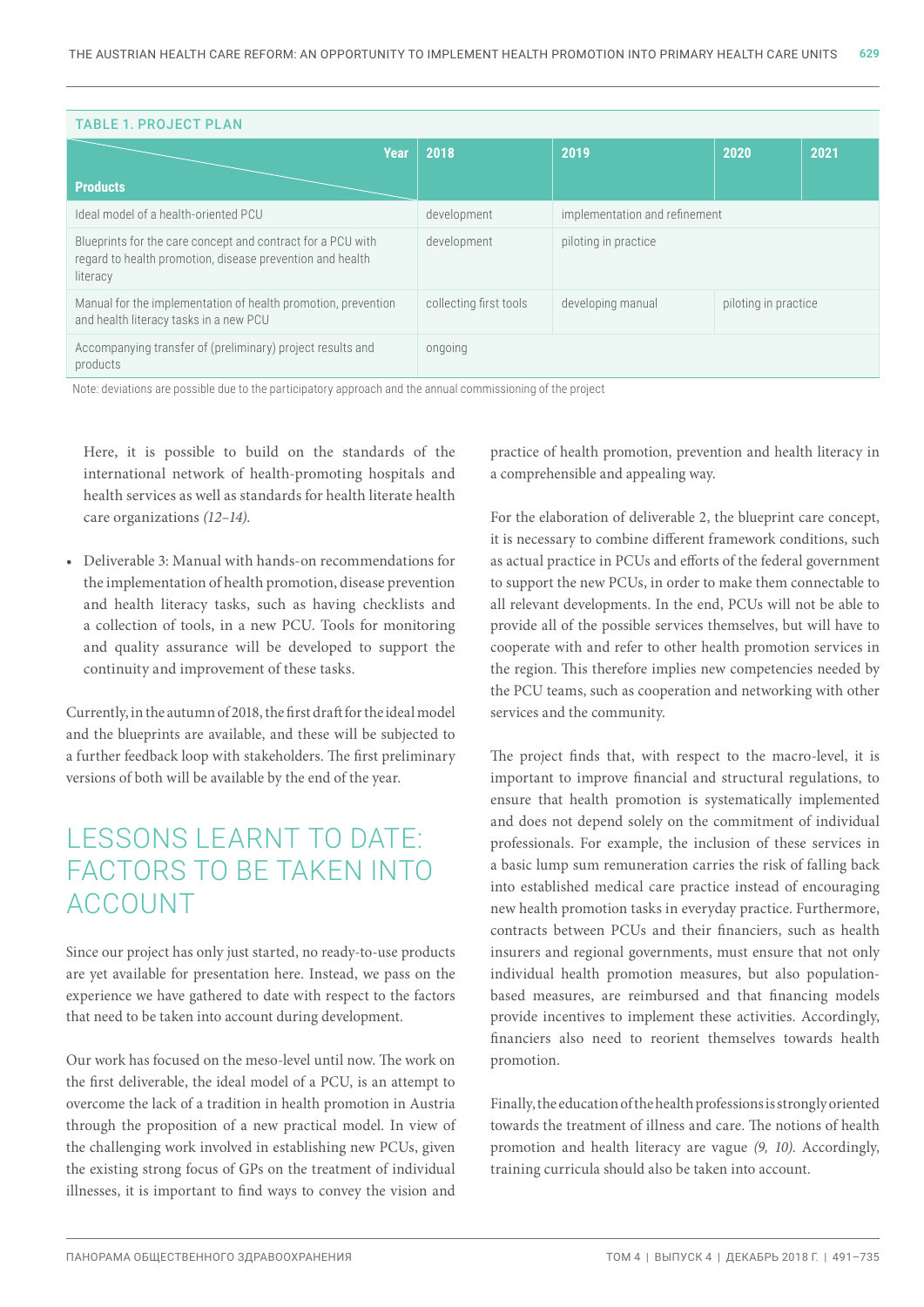**TABLE 1. PROJECT PLAN**

| Products \ Year | 2018 | 2019 | 2020 | 2021 |
|---|---|---|---|---|
| Ideal model of a health-oriented PCU | development | implementation and refinement | | |
| Blueprints for the care concept and contract for a PCU with regard to health promotion, disease prevention and health literacy | development | piloting in practice | | |
| Manual for the implementation of health promotion, prevention and health literacy tasks in a new PCU | collecting first tools | developing manual | piloting in practice | |
| Accompanying transfer of (preliminary) project results and products | ongoing | | | |

Note: deviations are possible due to the participatory approach and the annual commissioning of the project

Here, it is possible to build on the standards of the international network of health-promoting hospitals and health services as well as standards for health literate health care organizations *(12–14)*.

- Deliverable 3: Manual with hands-on recommendations for the implementation of health promotion, disease prevention and health literacy tasks, such as having checklists and a collection of tools, in a new PCU. Tools for monitoring and quality assurance will be developed to support the continuity and improvement of these tasks.

Currently, in the autumn of 2018, the first draft for the ideal model and the blueprints are available, and these will be subjected to a further feedback loop with stakeholders. The first preliminary versions of both will be available by the end of the year.

# LESSONS LEARNT TO DATE: FACTORS TO BE TAKEN INTO ACCOUNT

Since our project has only just started, no ready-to-use products are yet available for presentation here. Instead, we pass on the experience we have gathered to date with respect to the factors that need to be taken into account during development.

Our work has focused on the meso-level until now. The work on the first deliverable, the ideal model of a PCU, is an attempt to overcome the lack of a tradition in health promotion in Austria through the proposition of a new practical model. In view of the challenging work involved in establishing new PCUs, given the existing strong focus of GPs on the treatment of individual illnesses, it is important to find ways to convey the vision and practice of health promotion, prevention and health literacy in a comprehensible and appealing way.

For the elaboration of deliverable 2, the blueprint care concept, it is necessary to combine different framework conditions, such as actual practice in PCUs and efforts of the federal government to support the new PCUs, in order to make them connectable to all relevant developments. In the end, PCUs will not be able to provide all of the possible services themselves, but will have to cooperate with and refer to other health promotion services in the region. This therefore implies new competencies needed by the PCU teams, such as cooperation and networking with other services and the community.

The project finds that, with respect to the macro-level, it is important to improve financial and structural regulations, to ensure that health promotion is systematically implemented and does not depend solely on the commitment of individual professionals. For example, the inclusion of these services in a basic lump sum remuneration carries the risk of falling back into established medical care practice instead of encouraging new health promotion tasks in everyday practice. Furthermore, contracts between PCUs and their financiers, such as health insurers and regional governments, must ensure that not only individual health promotion measures, but also population-based measures, are reimbursed and that financing models provide incentives to implement these activities. Accordingly, financiers also need to reorient themselves towards health promotion.

Finally, the education of the health professions is strongly oriented towards the treatment of illness and care. The notions of health promotion and health literacy are vague *(9, 10)*. Accordingly, training curricula should also be taken into account.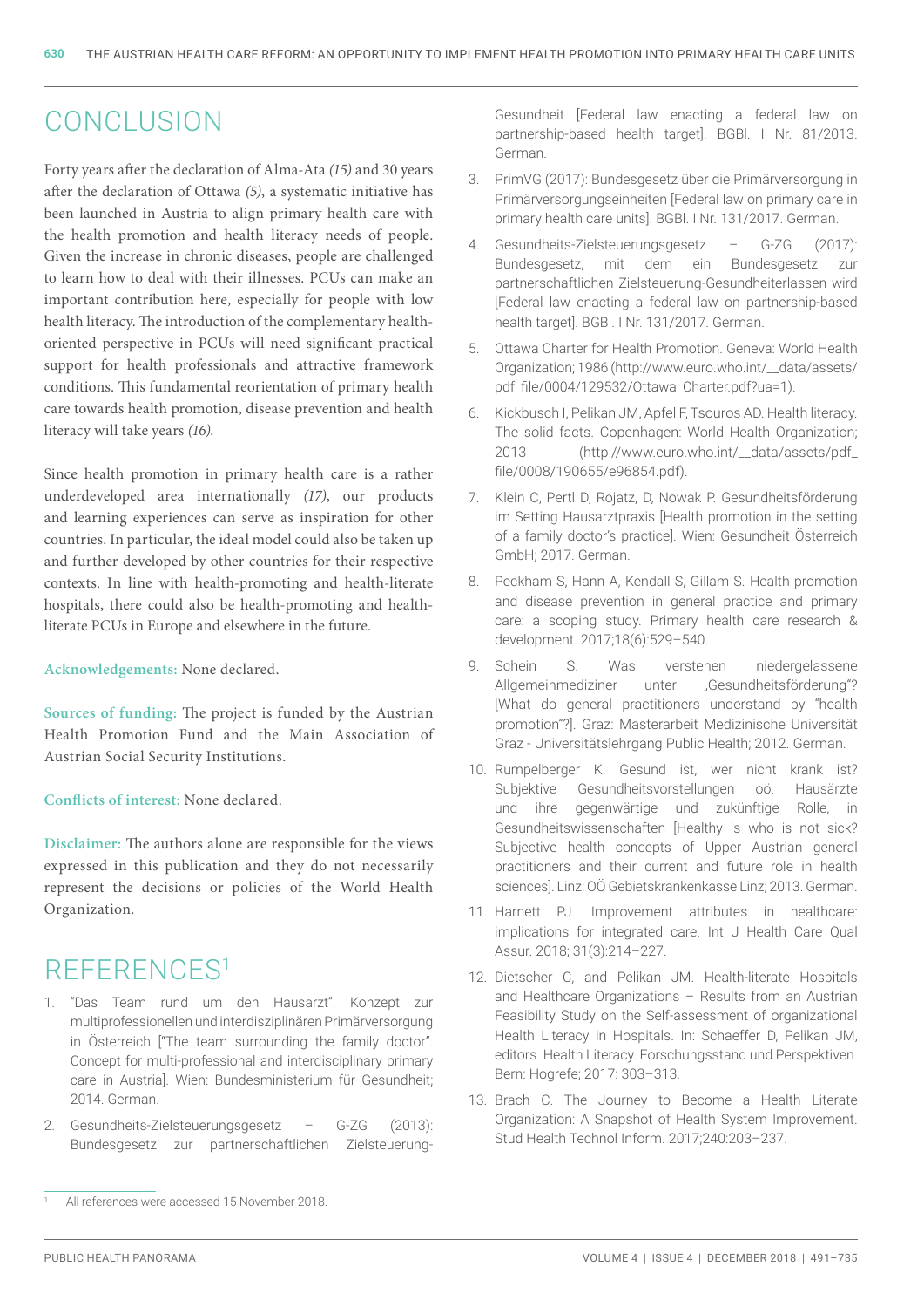# CONCLUSION

Forty years after the declaration of Alma-Ata *(15)* and 30 years after the declaration of Ottawa *(5)*, a systematic initiative has been launched in Austria to align primary health care with the health promotion and health literacy needs of people. Given the increase in chronic diseases, people are challenged to learn how to deal with their illnesses. PCUs can make an important contribution here, especially for people with low health literacy. The introduction of the complementary health-oriented perspective in PCUs will need significant practical support for health professionals and attractive framework conditions. This fundamental reorientation of primary health care towards health promotion, disease prevention and health literacy will take years *(16)*.

Since health promotion in primary health care is a rather underdeveloped area internationally *(17)*, our products and learning experiences can serve as inspiration for other countries. In particular, the ideal model could also be taken up and further developed by other countries for their respective contexts. In line with health-promoting and health-literate hospitals, there could also be health-promoting and health-literate PCUs in Europe and elsewhere in the future.

**Acknowledgements:** None declared.

**Sources of funding:** The project is funded by the Austrian Health Promotion Fund and the Main Association of Austrian Social Security Institutions.

**Conflicts of interest:** None declared.

**Disclaimer:** The authors alone are responsible for the views expressed in this publication and they do not necessarily represent the decisions or policies of the World Health Organization.

# REFERENCES[1]

1. "Das Team rund um den Hausarzt". Konzept zur multiprofessionellen und interdisziplinären Primärversorgung in Österreich ["The team surrounding the family doctor". Concept for multi-professional and interdisciplinary primary care in Austria]. Wien: Bundesministerium für Gesundheit; 2014. German.
2. Gesundheits-Zielsteuerungsgesetz – G-ZG (2013): Bundesgesetz zur partnerschaftlichen Zielsteuerung-Gesundheit [Federal law enacting a federal law on partnership-based health target]. BGBl. I Nr. 81/2013. German.
3. PrimVG (2017): Bundesgesetz über die Primärversorgung in Primärversorgungseinheiten [Federal law on primary care in primary health care units]. BGBl. I Nr. 131/2017. German.
4. Gesundheits-Zielsteuerungsgesetz – G-ZG (2017): Bundesgesetz, mit dem ein Bundesgesetz zur partnerschaftlichen Zielsteuerung-Gesundheiterlassen wird [Federal law enacting a federal law on partnership-based health target]. BGBl. I Nr. 131/2017. German.
5. Ottawa Charter for Health Promotion. Geneva: World Health Organization; 1986 (http://www.euro.who.int/__data/assets/pdf_file/0004/129532/Ottawa_Charter.pdf?ua=1).
6. Kickbusch I, Pelikan JM, Apfel F, Tsouros AD. Health literacy. The solid facts. Copenhagen: World Health Organization; 2013 (http://www.euro.who.int/__data/assets/pdf_file/0008/190655/e96854.pdf).
7. Klein C, Pertl D, Rojatz, D, Nowak P. Gesundheitsförderung im Setting Hausarztpraxis [Health promotion in the setting of a family doctor's practice]. Wien: Gesundheit Österreich GmbH; 2017. German.
8. Peckham S, Hann A, Kendall S, Gillam S. Health promotion and disease prevention in general practice and primary care: a scoping study. Primary health care research & development. 2017;18(6):529–540.
9. Schein S. Was verstehen niedergelassene Allgemeinmediziner unter „Gesundheitsförderung"? [What do general practitioners understand by "health promotion"?]. Graz: Masterarbeit Medizinische Universität Graz - Universitätslehrgang Public Health; 2012. German.
10. Rumpelberger K. Gesund ist, wer nicht krank ist? Subjektive Gesundheitsvorstellungen oö. Hausärzte und ihre gegenwärtige und zukünftige Rolle, in Gesundheitswissenschaften [Healthy is who is not sick? Subjective health concepts of Upper Austrian general practitioners and their current and future role in health sciences]. Linz: OÖ Gebietskrankenkasse Linz; 2013. German.
11. Harnett PJ. Improvement attributes in healthcare: implications for integrated care. Int J Health Care Qual Assur. 2018; 31(3):214–227.
12. Dietscher C, and Pelikan JM. Health-literate Hospitals and Healthcare Organizations – Results from an Austrian Feasibility Study on the Self-assessment of organizational Health Literacy in Hospitals. In: Schaeffer D, Pelikan JM, editors. Health Literacy. Forschungsstand und Perspektiven. Bern: Hogrefe; 2017: 303–313.
13. Brach C. The Journey to Become a Health Literate Organization: A Snapshot of Health System Improvement. Stud Health Technol Inform. 2017;240:203–237.

[1] All references were accessed 15 November 2018.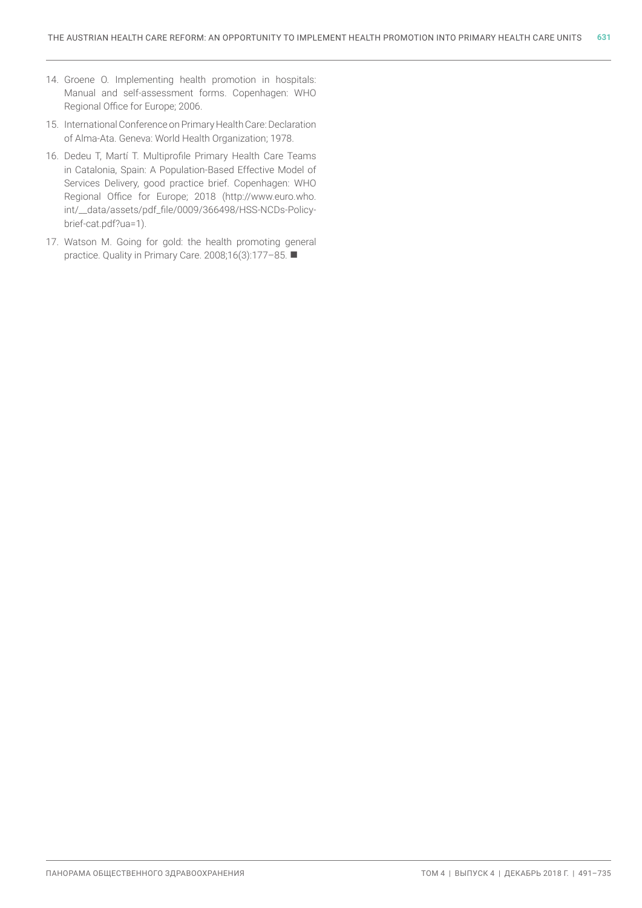14. Groene O. Implementing health promotion in hospitals: Manual and self-assessment forms. Copenhagen: WHO Regional Office for Europe; 2006.
15. International Conference on Primary Health Care: Declaration of Alma-Ata. Geneva: World Health Organization; 1978.
16. Dedeu T, Martí T. Multiprofile Primary Health Care Teams in Catalonia, Spain: A Population-Based Effective Model of Services Delivery, good practice brief. Copenhagen: WHO Regional Office for Europe; 2018 (http://www.euro.who.int/__data/assets/pdf_file/0009/366498/HSS-NCDs-Policy-brief-cat.pdf?ua=1).
17. Watson M. Going for gold: the health promoting general practice. Quality in Primary Care. 2008;16(3):177–85. ■